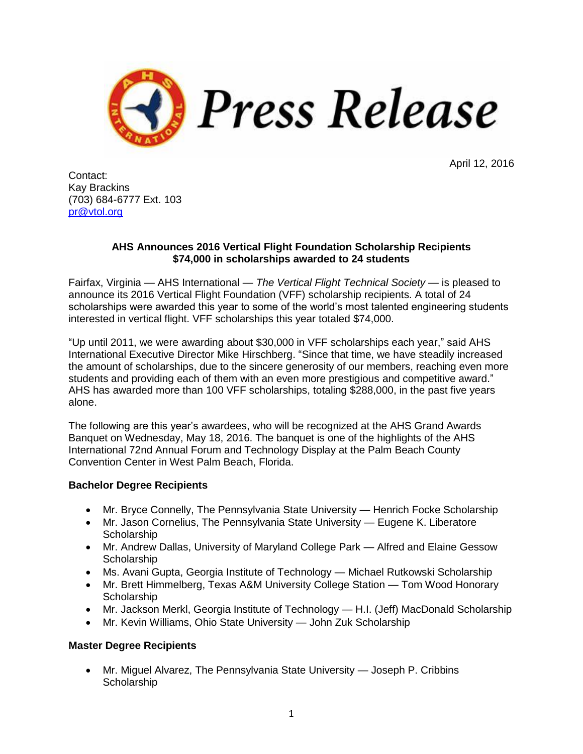# Press Release

April 12, 2016

Contact:
Kay Brackins
(703) 684-6777 Ext. 103
pr@vtol.org

**AHS Announces 2016 Vertical Flight Foundation Scholarship Recipients**
**$74,000 in scholarships awarded to 24 students**

Fairfax, Virginia — AHS International — *The Vertical Flight Technical Society* — is pleased to announce its 2016 Vertical Flight Foundation (VFF) scholarship recipients. A total of 24 scholarships were awarded this year to some of the world's most talented engineering students interested in vertical flight. VFF scholarships this year totaled $74,000.

"Up until 2011, we were awarding about $30,000 in VFF scholarships each year," said AHS International Executive Director Mike Hirschberg. "Since that time, we have steadily increased the amount of scholarships, due to the sincere generosity of our members, reaching even more students and providing each of them with an even more prestigious and competitive award." AHS has awarded more than 100 VFF scholarships, totaling $288,000, in the past five years alone.

The following are this year's awardees, who will be recognized at the AHS Grand Awards Banquet on Wednesday, May 18, 2016. The banquet is one of the highlights of the AHS International 72nd Annual Forum and Technology Display at the Palm Beach County Convention Center in West Palm Beach, Florida.

**Bachelor Degree Recipients**

- Mr. Bryce Connelly, The Pennsylvania State University — Henrich Focke Scholarship
- Mr. Jason Cornelius, The Pennsylvania State University — Eugene K. Liberatore Scholarship
- Mr. Andrew Dallas, University of Maryland College Park — Alfred and Elaine Gessow Scholarship
- Ms. Avani Gupta, Georgia Institute of Technology — Michael Rutkowski Scholarship
- Mr. Brett Himmelberg, Texas A&M University College Station — Tom Wood Honorary Scholarship
- Mr. Jackson Merkl, Georgia Institute of Technology — H.I. (Jeff) MacDonald Scholarship
- Mr. Kevin Williams, Ohio State University — John Zuk Scholarship

**Master Degree Recipients**

- Mr. Miguel Alvarez, The Pennsylvania State University — Joseph P. Cribbins Scholarship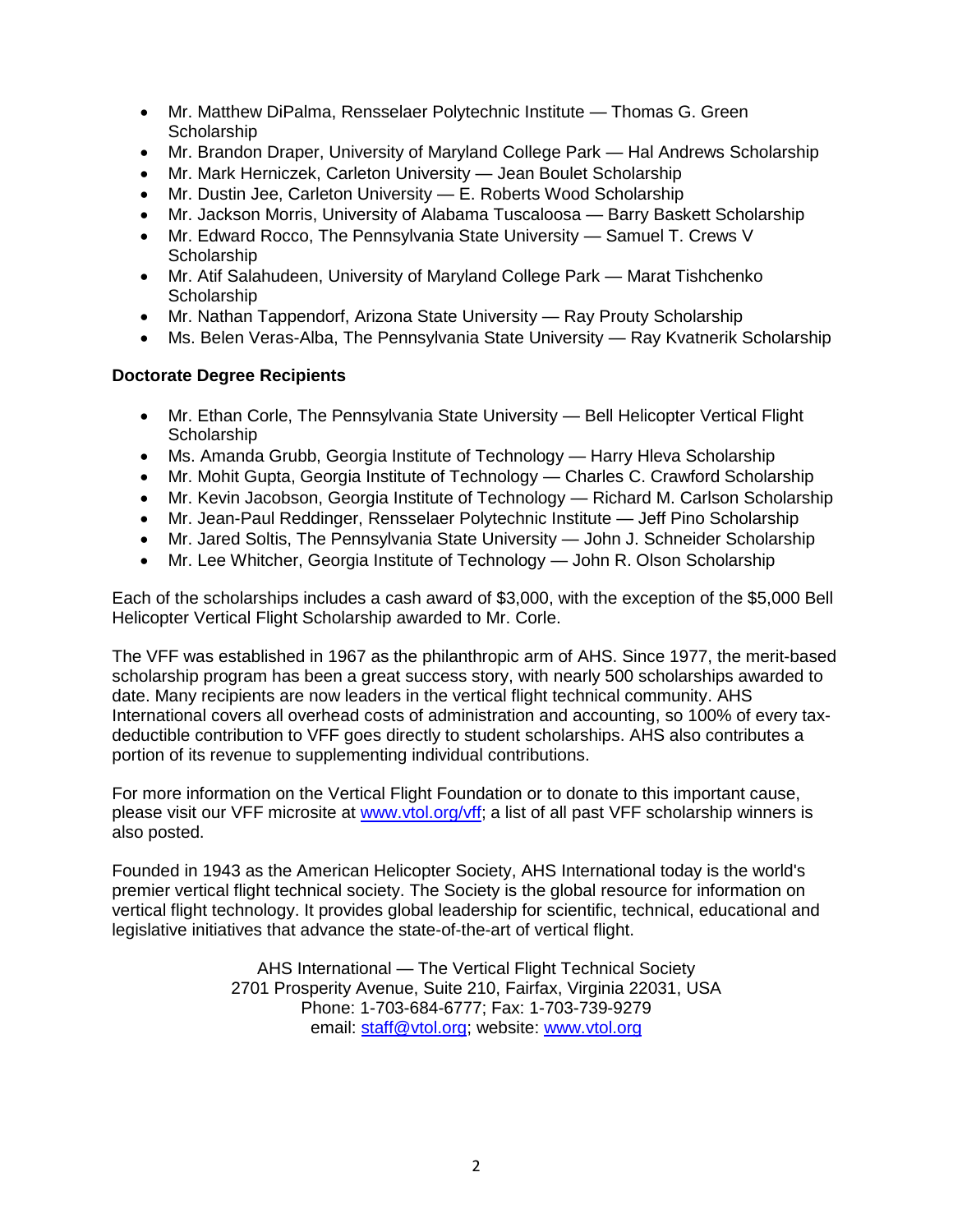- Mr. Matthew DiPalma, Rensselaer Polytechnic Institute — Thomas G. Green Scholarship
- Mr. Brandon Draper, University of Maryland College Park — Hal Andrews Scholarship
- Mr. Mark Herniczek, Carleton University — Jean Boulet Scholarship
- Mr. Dustin Jee, Carleton University — E. Roberts Wood Scholarship
- Mr. Jackson Morris, University of Alabama Tuscaloosa — Barry Baskett Scholarship
- Mr. Edward Rocco, The Pennsylvania State University — Samuel T. Crews V Scholarship
- Mr. Atif Salahudeen, University of Maryland College Park — Marat Tishchenko Scholarship
- Mr. Nathan Tappendorf, Arizona State University — Ray Prouty Scholarship
- Ms. Belen Veras-Alba, The Pennsylvania State University — Ray Kvatnerik Scholarship

**Doctorate Degree Recipients**

- Mr. Ethan Corle, The Pennsylvania State University — Bell Helicopter Vertical Flight Scholarship
- Ms. Amanda Grubb, Georgia Institute of Technology — Harry Hleva Scholarship
- Mr. Mohit Gupta, Georgia Institute of Technology — Charles C. Crawford Scholarship
- Mr. Kevin Jacobson, Georgia Institute of Technology — Richard M. Carlson Scholarship
- Mr. Jean-Paul Reddinger, Rensselaer Polytechnic Institute — Jeff Pino Scholarship
- Mr. Jared Soltis, The Pennsylvania State University — John J. Schneider Scholarship
- Mr. Lee Whitcher, Georgia Institute of Technology — John R. Olson Scholarship

Each of the scholarships includes a cash award of $3,000, with the exception of the $5,000 Bell Helicopter Vertical Flight Scholarship awarded to Mr. Corle.

The VFF was established in 1967 as the philanthropic arm of AHS. Since 1977, the merit-based scholarship program has been a great success story, with nearly 500 scholarships awarded to date. Many recipients are now leaders in the vertical flight technical community. AHS International covers all overhead costs of administration and accounting, so 100% of every tax-deductible contribution to VFF goes directly to student scholarships. AHS also contributes a portion of its revenue to supplementing individual contributions.

For more information on the Vertical Flight Foundation or to donate to this important cause, please visit our VFF microsite at www.vtol.org/vff; a list of all past VFF scholarship winners is also posted.

Founded in 1943 as the American Helicopter Society, AHS International today is the world's premier vertical flight technical society. The Society is the global resource for information on vertical flight technology. It provides global leadership for scientific, technical, educational and legislative initiatives that advance the state-of-the-art of vertical flight.

AHS International — The Vertical Flight Technical Society
2701 Prosperity Avenue, Suite 210, Fairfax, Virginia 22031, USA
Phone: 1-703-684-6777; Fax: 1-703-739-9279
email: staff@vtol.org; website: www.vtol.org